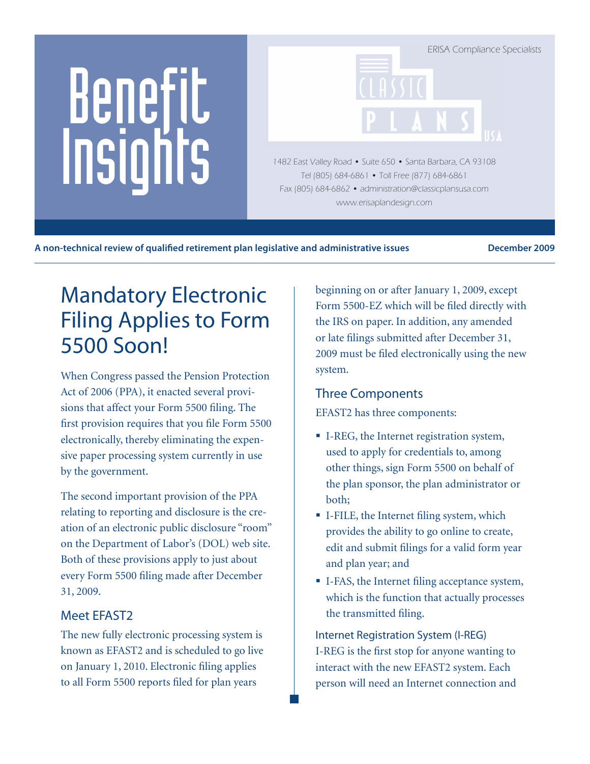# Benefit Insights

ERISA Compliance Specialists

CLASSIC PLANS USA

1482 East Valley Road • Suite 650 • Santa Barbara, CA 93108
Tel (805) 684-6861 • Toll Free (877) 684-6861
Fax (805) 684-6862 • administration@classicplansusa.com
www.erisaplandesign.com

**A non-technical review of qualified retirement plan legislative and administrative issues** **December 2009**

## Mandatory Electronic Filing Applies to Form 5500 Soon!

When Congress passed the Pension Protection Act of 2006 (PPA), it enacted several provisions that affect your Form 5500 filing. The first provision requires that you file Form 5500 electronically, thereby eliminating the expensive paper processing system currently in use by the government.

The second important provision of the PPA relating to reporting and disclosure is the creation of an electronic public disclosure "room" on the Department of Labor's (DOL) web site. Both of these provisions apply to just about every Form 5500 filing made after December 31, 2009.

### Meet EFAST2

The new fully electronic processing system is known as EFAST2 and is scheduled to go live on January 1, 2010. Electronic filing applies to all Form 5500 reports filed for plan years beginning on or after January 1, 2009, except Form 5500-EZ which will be filed directly with the IRS on paper. In addition, any amended or late filings submitted after December 31, 2009 must be filed electronically using the new system.

### Three Components

EFAST2 has three components:

- I-REG, the Internet registration system, used to apply for credentials to, among other things, sign Form 5500 on behalf of the plan sponsor, the plan administrator or both;
- I-FILE, the Internet filing system, which provides the ability to go online to create, edit and submit filings for a valid form year and plan year; and
- I-FAS, the Internet filing acceptance system, which is the function that actually processes the transmitted filing.

#### Internet Registration System (I-REG)

I-REG is the first stop for anyone wanting to interact with the new EFAST2 system. Each person will need an Internet connection and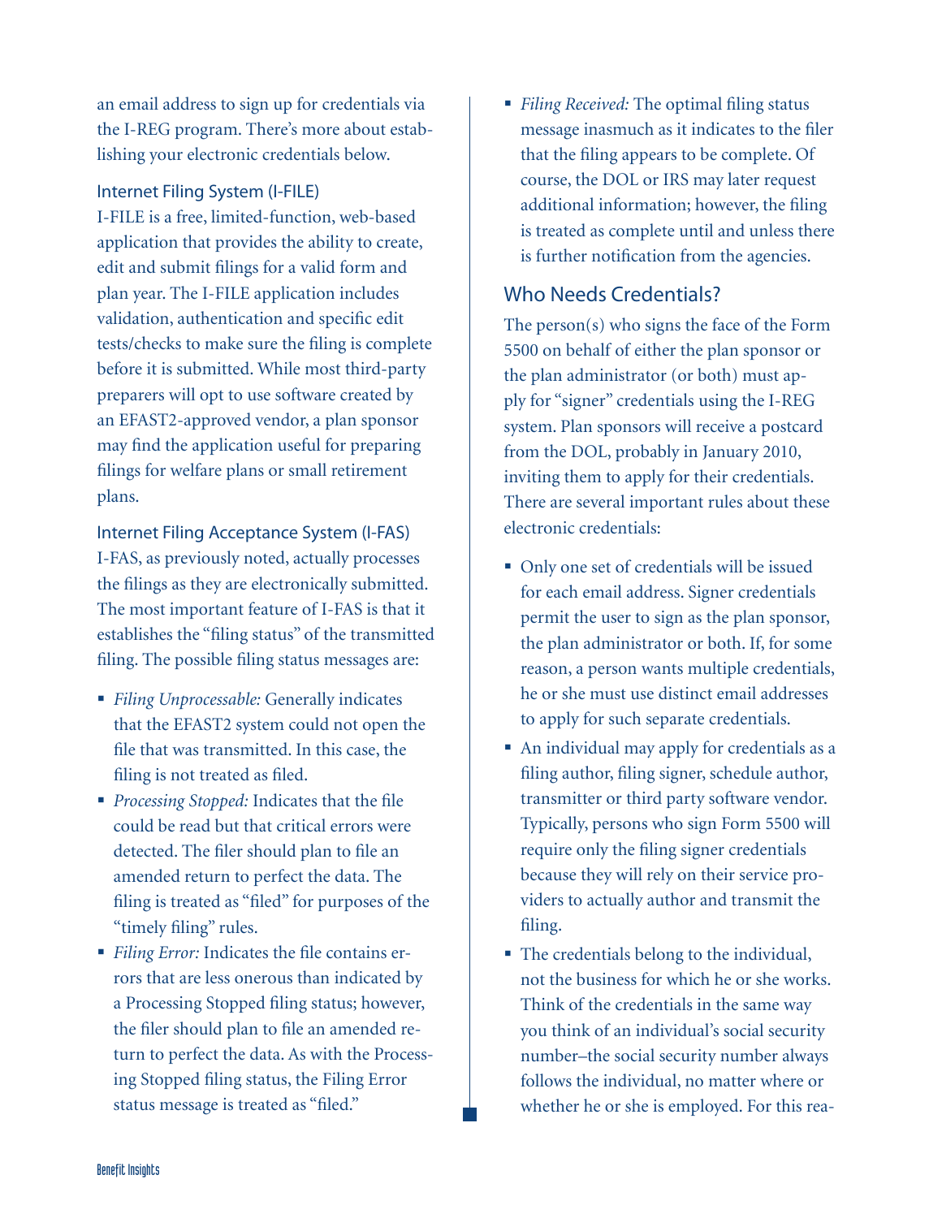an email address to sign up for credentials via the I-REG program. There's more about establishing your electronic credentials below.

### Internet Filing System (I-FILE)

I-FILE is a free, limited-function, web-based application that provides the ability to create, edit and submit filings for a valid form and plan year. The I-FILE application includes validation, authentication and specific edit tests/checks to make sure the filing is complete before it is submitted. While most third-party preparers will opt to use software created by an EFAST2-approved vendor, a plan sponsor may find the application useful for preparing filings for welfare plans or small retirement plans.

### Internet Filing Acceptance System (I-FAS)

I-FAS, as previously noted, actually processes the filings as they are electronically submitted. The most important feature of I-FAS is that it establishes the "filing status" of the transmitted filing. The possible filing status messages are:

- *Filing Unprocessable:* Generally indicates that the EFAST2 system could not open the file that was transmitted. In this case, the filing is not treated as filed.
- *Processing Stopped:* Indicates that the file could be read but that critical errors were detected. The filer should plan to file an amended return to perfect the data. The filing is treated as "filed" for purposes of the "timely filing" rules.
- *Filing Error:* Indicates the file contains errors that are less onerous than indicated by a Processing Stopped filing status; however, the filer should plan to file an amended return to perfect the data. As with the Processing Stopped filing status, the Filing Error status message is treated as "filed."
- *Filing Received:* The optimal filing status message inasmuch as it indicates to the filer that the filing appears to be complete. Of course, the DOL or IRS may later request additional information; however, the filing is treated as complete until and unless there is further notification from the agencies.

## Who Needs Credentials?

The person(s) who signs the face of the Form 5500 on behalf of either the plan sponsor or the plan administrator (or both) must apply for "signer" credentials using the I-REG system. Plan sponsors will receive a postcard from the DOL, probably in January 2010, inviting them to apply for their credentials. There are several important rules about these electronic credentials:

- Only one set of credentials will be issued for each email address. Signer credentials permit the user to sign as the plan sponsor, the plan administrator or both. If, for some reason, a person wants multiple credentials, he or she must use distinct email addresses to apply for such separate credentials.
- An individual may apply for credentials as a filing author, filing signer, schedule author, transmitter or third party software vendor. Typically, persons who sign Form 5500 will require only the filing signer credentials because they will rely on their service providers to actually author and transmit the filing.
- The credentials belong to the individual, not the business for which he or she works. Think of the credentials in the same way you think of an individual's social security number–the social security number always follows the individual, no matter where or whether he or she is employed. For this rea-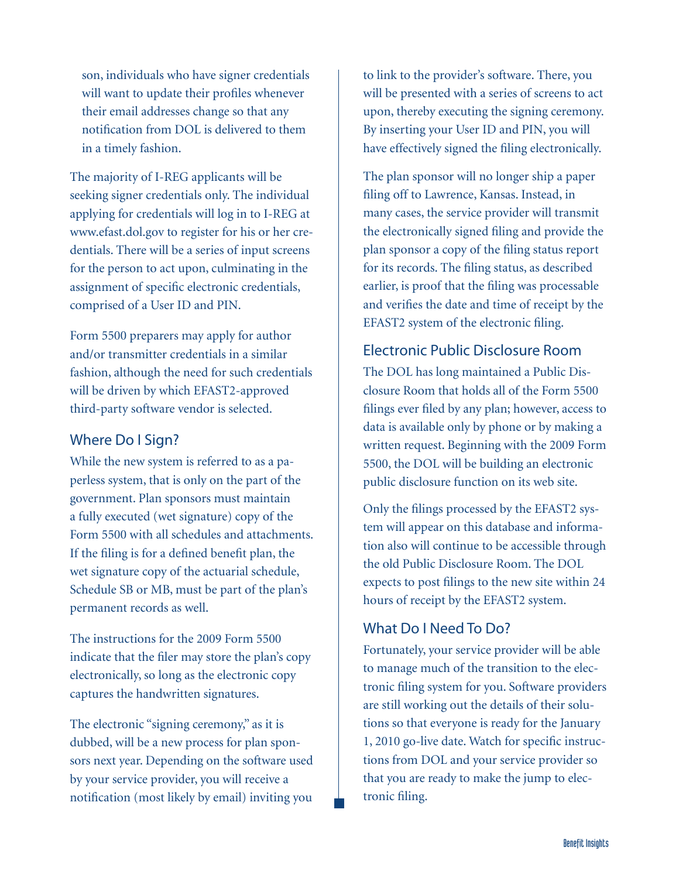son, individuals who have signer credentials will want to update their profiles whenever their email addresses change so that any notification from DOL is delivered to them in a timely fashion.

The majority of I-REG applicants will be seeking signer credentials only. The individual applying for credentials will log in to I-REG at www.efast.dol.gov to register for his or her credentials. There will be a series of input screens for the person to act upon, culminating in the assignment of specific electronic credentials, comprised of a User ID and PIN.

Form 5500 preparers may apply for author and/or transmitter credentials in a similar fashion, although the need for such credentials will be driven by which EFAST2-approved third-party software vendor is selected.

## Where Do I Sign?

While the new system is referred to as a paperless system, that is only on the part of the government. Plan sponsors must maintain a fully executed (wet signature) copy of the Form 5500 with all schedules and attachments. If the filing is for a defined benefit plan, the wet signature copy of the actuarial schedule, Schedule SB or MB, must be part of the plan's permanent records as well.

The instructions for the 2009 Form 5500 indicate that the filer may store the plan's copy electronically, so long as the electronic copy captures the handwritten signatures.

The electronic "signing ceremony," as it is dubbed, will be a new process for plan sponsors next year. Depending on the software used by your service provider, you will receive a notification (most likely by email) inviting you to link to the provider's software. There, you will be presented with a series of screens to act upon, thereby executing the signing ceremony. By inserting your User ID and PIN, you will have effectively signed the filing electronically.

The plan sponsor will no longer ship a paper filing off to Lawrence, Kansas. Instead, in many cases, the service provider will transmit the electronically signed filing and provide the plan sponsor a copy of the filing status report for its records. The filing status, as described earlier, is proof that the filing was processable and verifies the date and time of receipt by the EFAST2 system of the electronic filing.

## Electronic Public Disclosure Room

The DOL has long maintained a Public Disclosure Room that holds all of the Form 5500 filings ever filed by any plan; however, access to data is available only by phone or by making a written request. Beginning with the 2009 Form 5500, the DOL will be building an electronic public disclosure function on its web site.

Only the filings processed by the EFAST2 system will appear on this database and information also will continue to be accessible through the old Public Disclosure Room. The DOL expects to post filings to the new site within 24 hours of receipt by the EFAST2 system.

## What Do I Need To Do?

Fortunately, your service provider will be able to manage much of the transition to the electronic filing system for you. Software providers are still working out the details of their solutions so that everyone is ready for the January 1, 2010 go-live date. Watch for specific instructions from DOL and your service provider so that you are ready to make the jump to electronic filing.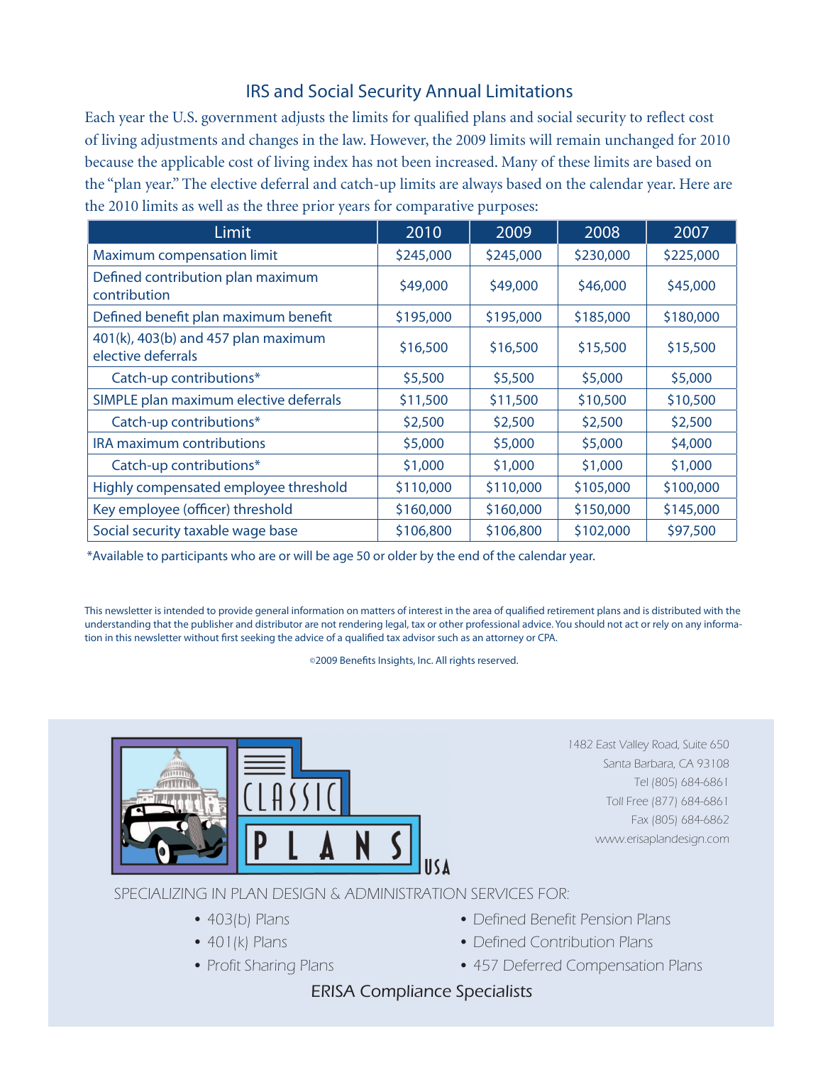## IRS and Social Security Annual Limitations

Each year the U.S. government adjusts the limits for qualified plans and social security to reflect cost of living adjustments and changes in the law. However, the 2009 limits will remain unchanged for 2010 because the applicable cost of living index has not been increased. Many of these limits are based on the "plan year." The elective deferral and catch-up limits are always based on the calendar year. Here are the 2010 limits as well as the three prior years for comparative purposes:

| Limit | 2010 | 2009 | 2008 | 2007 |
|---|---|---|---|---|
| Maximum compensation limit | $245,000 | $245,000 | $230,000 | $225,000 |
| Defined contribution plan maximum contribution | $49,000 | $49,000 | $46,000 | $45,000 |
| Defined benefit plan maximum benefit | $195,000 | $195,000 | $185,000 | $180,000 |
| 401(k), 403(b) and 457 plan maximum elective deferrals | $16,500 | $16,500 | $15,500 | $15,500 |
| Catch-up contributions* | $5,500 | $5,500 | $5,000 | $5,000 |
| SIMPLE plan maximum elective deferrals | $11,500 | $11,500 | $10,500 | $10,500 |
| Catch-up contributions* | $2,500 | $2,500 | $2,500 | $2,500 |
| IRA maximum contributions | $5,000 | $5,000 | $5,000 | $4,000 |
| Catch-up contributions* | $1,000 | $1,000 | $1,000 | $1,000 |
| Highly compensated employee threshold | $110,000 | $110,000 | $105,000 | $100,000 |
| Key employee (officer) threshold | $160,000 | $160,000 | $150,000 | $145,000 |
| Social security taxable wage base | $106,800 | $106,800 | $102,000 | $97,500 |

*Available to participants who are or will be age 50 or older by the end of the calendar year.

This newsletter is intended to provide general information on matters of interest in the area of qualified retirement plans and is distributed with the understanding that the publisher and distributor are not rendering legal, tax or other professional advice. You should not act or rely on any information in this newsletter without first seeking the advice of a qualified tax advisor such as an attorney or CPA.

©2009 Benefits Insights, Inc. All rights reserved.

CLASSIC PLANS USA

1482 East Valley Road, Suite 650
Santa Barbara, CA 93108
Tel (805) 684-6861
Toll Free (877) 684-6861
Fax (805) 684-6862
www.erisaplandesign.com

SPECIALIZING IN PLAN DESIGN & ADMINISTRATION SERVICES FOR:

- 403(b) Plans
- 401(k) Plans
- Profit Sharing Plans
- Defined Benefit Pension Plans
- Defined Contribution Plans
- 457 Deferred Compensation Plans

ERISA Compliance Specialists